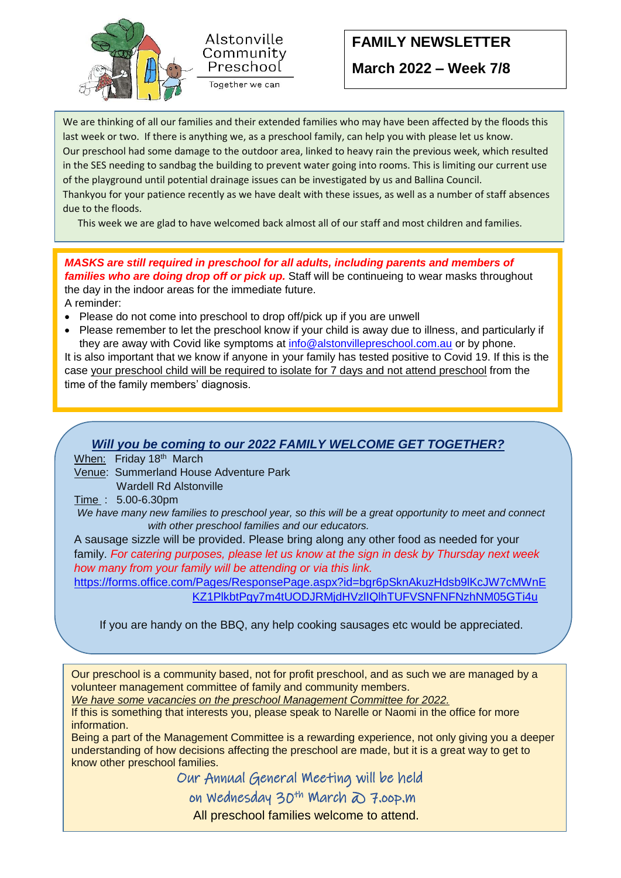Alstonville Community Preschool

Together we can

# FAMILY NEWSLETTER

## March 2022 – Week 7/8

We are thinking of all our families and their extended families who may have been affected by the floods this last week or two. If there is anything we, as a preschool family, can help you with please let us know.
Our preschool had some damage to the outdoor area, linked to heavy rain the previous week, which resulted in the SES needing to sandbag the building to prevent water going into rooms. This is limiting our current use of the playground until potential drainage issues can be investigated by us and Ballina Council.
Thankyou for your patience recently as we have dealt with these issues, as well as a number of staff absences due to the floods.

This week we are glad to have welcomed back almost all of our staff and most children and families.

***MASKS are still required in preschool for all adults, including parents and members of families who are doing drop off or pick up.*** Staff will be continueing to wear masks throughout the day in the indoor areas for the immediate future.
A reminder:

- Please do not come into preschool to drop off/pick up if you are unwell
- Please remember to let the preschool know if your child is away due to illness, and particularly if they are away with Covid like symptoms at info@alstonvillepreschool.com.au or by phone.

It is also important that we know if anyone in your family has tested positive to Covid 19. If this is the case your preschool child will be required to isolate for 7 days and not attend preschool from the time of the family members' diagnosis.

### *Will you be coming to our 2022 FAMILY WELCOME GET TOGETHER?*

When: Friday 18th March
Venue: Summerland House Adventure Park
Wardell Rd Alstonville
Time : 5.00-6.30pm

*We have many new families to preschool year, so this will be a great opportunity to meet and connect with other preschool families and our educators.*

A sausage sizzle will be provided. Please bring along any other food as needed for your family. *For catering purposes, please let us know at the sign in desk by Thursday next week how many from your family will be attending or via this link.*
https://forms.office.com/Pages/ResponsePage.aspx?id=bgr6pSknAkuzHdsb9lKcJW7cMWnEKZ1PlkbtPgy7m4tUODJRMjdHVzlIQlhTUFVSNFNFNzhNM05GTi4u

If you are handy on the BBQ, any help cooking sausages etc would be appreciated.

Our preschool is a community based, not for profit preschool, and as such we are managed by a volunteer management committee of family and community members.
*We have some vacancies on the preschool Management Committee for 2022.*
If this is something that interests you, please speak to Narelle or Naomi in the office for more information.
Being a part of the Management Committee is a rewarding experience, not only giving you a deeper understanding of how decisions affecting the preschool are made, but it is a great way to get to know other preschool families.

Our Annual General Meeting will be held
on Wednesday 30th March @ 7.00p.m
All preschool families welcome to attend.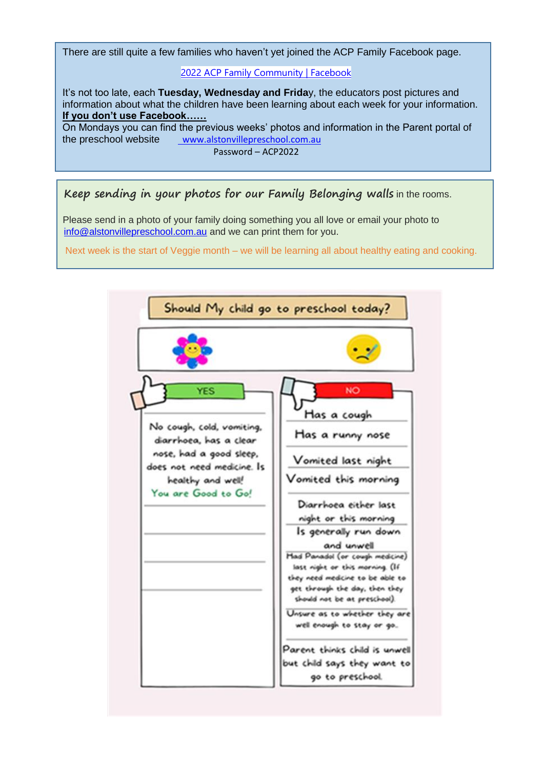There are still quite a few families who haven't yet joined the ACP Family Facebook page.

[2022 ACP Family Community | Facebook](#)

It's not too late, each **Tuesday, Wednesday and Friday**, the educators post pictures and information about what the children have been learning about each week for your information.

**If you don't use Facebook……**

On Mondays you can find the previous weeks' photos and information in the Parent portal of the preschool website www.alstonvillepreschool.com.au

Password – ACP2022

*Keep sending in your photos for our Family Belonging walls* in the rooms.

Please send in a photo of your family doing something you all love or email your photo to info@alstonvillepreschool.com.au and we can print them for you.

Next week is the start of Veggie month – we will be learning all about healthy eating and cooking.

## Should My child go to preschool today?

| YES | NO |
|---|---|
| No cough, cold, vomiting, diarrhoea, has a clear nose, had a good sleep, does not need medicine. Is healthy and well! You are Good to Go! | Has a cough |
| | Has a runny nose |
| | Vomited last night |
| | Vomited this morning |
| | Diarrhoea either last night or this morning |
| | Is generally run down and unwell |
| | Had Panadol (or cough medicine) last night or this morning (If they need medicine to be able to get through the day, then they should not be at preschool). |
| | Unsure as to whether they are well enough to stay or go. |
| | Parent thinks child is unwell but child says they want to go to preschool. |